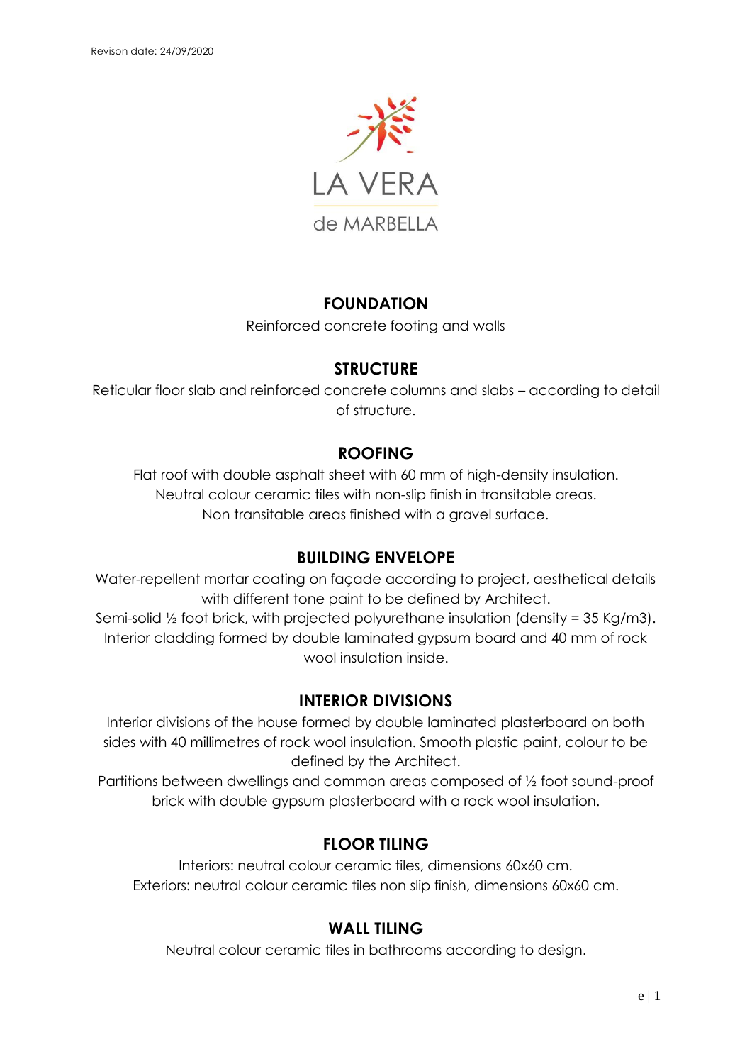Revison date: 24/09/2020

LA VERA

de MARBELLA

## FOUNDATION

Reinforced concrete footing and walls

## STRUCTURE

Reticular floor slab and reinforced concrete columns and slabs – according to detail of structure.

## ROOFING

Flat roof with double asphalt sheet with 60 mm of high-density insulation.
Neutral colour ceramic tiles with non-slip finish in transitable areas.
Non transitable areas finished with a gravel surface.

## BUILDING ENVELOPE

Water-repellent mortar coating on façade according to project, aesthetical details with different tone paint to be defined by Architect.
Semi-solid ½ foot brick, with projected polyurethane insulation (density = 35 Kg/m3).
Interior cladding formed by double laminated gypsum board and 40 mm of rock wool insulation inside.

## INTERIOR DIVISIONS

Interior divisions of the house formed by double laminated plasterboard on both sides with 40 millimetres of rock wool insulation. Smooth plastic paint, colour to be defined by the Architect.
Partitions between dwellings and common areas composed of ½ foot sound-proof brick with double gypsum plasterboard with a rock wool insulation.

## FLOOR TILING

Interiors: neutral colour ceramic tiles, dimensions 60x60 cm.
Exteriors: neutral colour ceramic tiles non slip finish, dimensions 60x60 cm.

## WALL TILING

Neutral colour ceramic tiles in bathrooms according to design.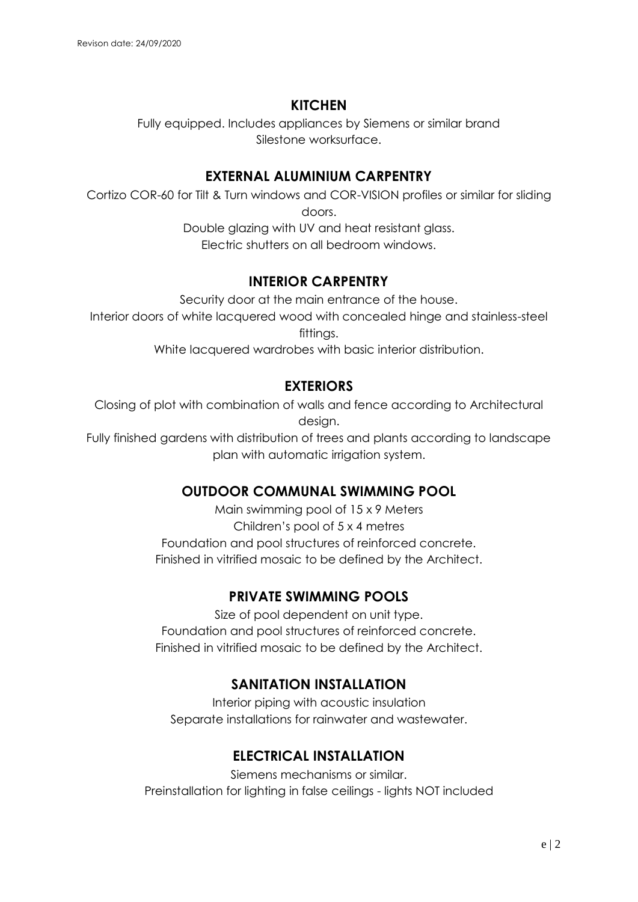## KITCHEN

Fully equipped. Includes appliances by Siemens or similar brand
Silestone worksurface.

## EXTERNAL ALUMINIUM CARPENTRY

Cortizo COR-60 for Tilt & Turn windows and COR-VISION profiles or similar for sliding doors.
Double glazing with UV and heat resistant glass.
Electric shutters on all bedroom windows.

## INTERIOR CARPENTRY

Security door at the main entrance of the house.
Interior doors of white lacquered wood with concealed hinge and stainless-steel fittings.
White lacquered wardrobes with basic interior distribution.

## EXTERIORS

Closing of plot with combination of walls and fence according to Architectural design.
Fully finished gardens with distribution of trees and plants according to landscape plan with automatic irrigation system.

## OUTDOOR COMMUNAL SWIMMING POOL

Main swimming pool of 15 x 9 Meters
Children's pool of 5 x 4 metres
Foundation and pool structures of reinforced concrete.
Finished in vitrified mosaic to be defined by the Architect.

## PRIVATE SWIMMING POOLS

Size of pool dependent on unit type.
Foundation and pool structures of reinforced concrete.
Finished in vitrified mosaic to be defined by the Architect.

## SANITATION INSTALLATION

Interior piping with acoustic insulation
Separate installations for rainwater and wastewater.

## ELECTRICAL INSTALLATION

Siemens mechanisms or similar.
Preinstallation for lighting in false ceilings - lights NOT included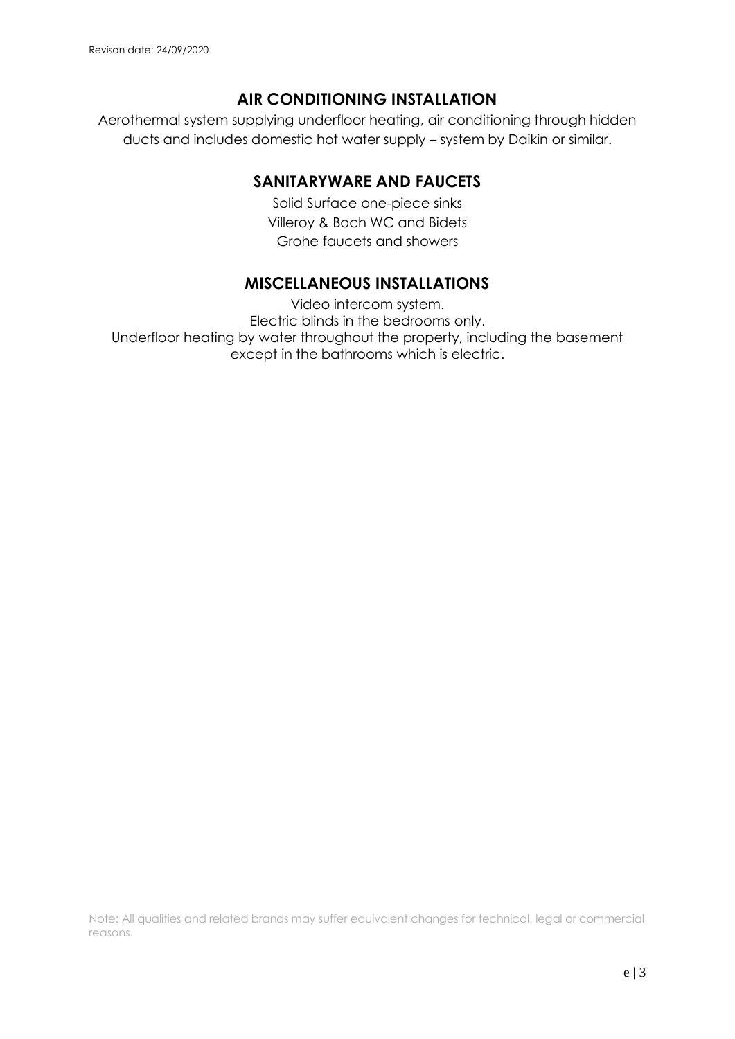## AIR CONDITIONING INSTALLATION

Aerothermal system supplying underfloor heating, air conditioning through hidden ducts and includes domestic hot water supply – system by Daikin or similar.

## SANITARYWARE AND FAUCETS

Solid Surface one-piece sinks
Villeroy & Boch WC and Bidets
Grohe faucets and showers

## MISCELLANEOUS INSTALLATIONS

Video intercom system.
Electric blinds in the bedrooms only.
Underfloor heating by water throughout the property, including the basement except in the bathrooms which is electric.

Note: All qualities and related brands may suffer equivalent changes for technical, legal or commercial reasons.